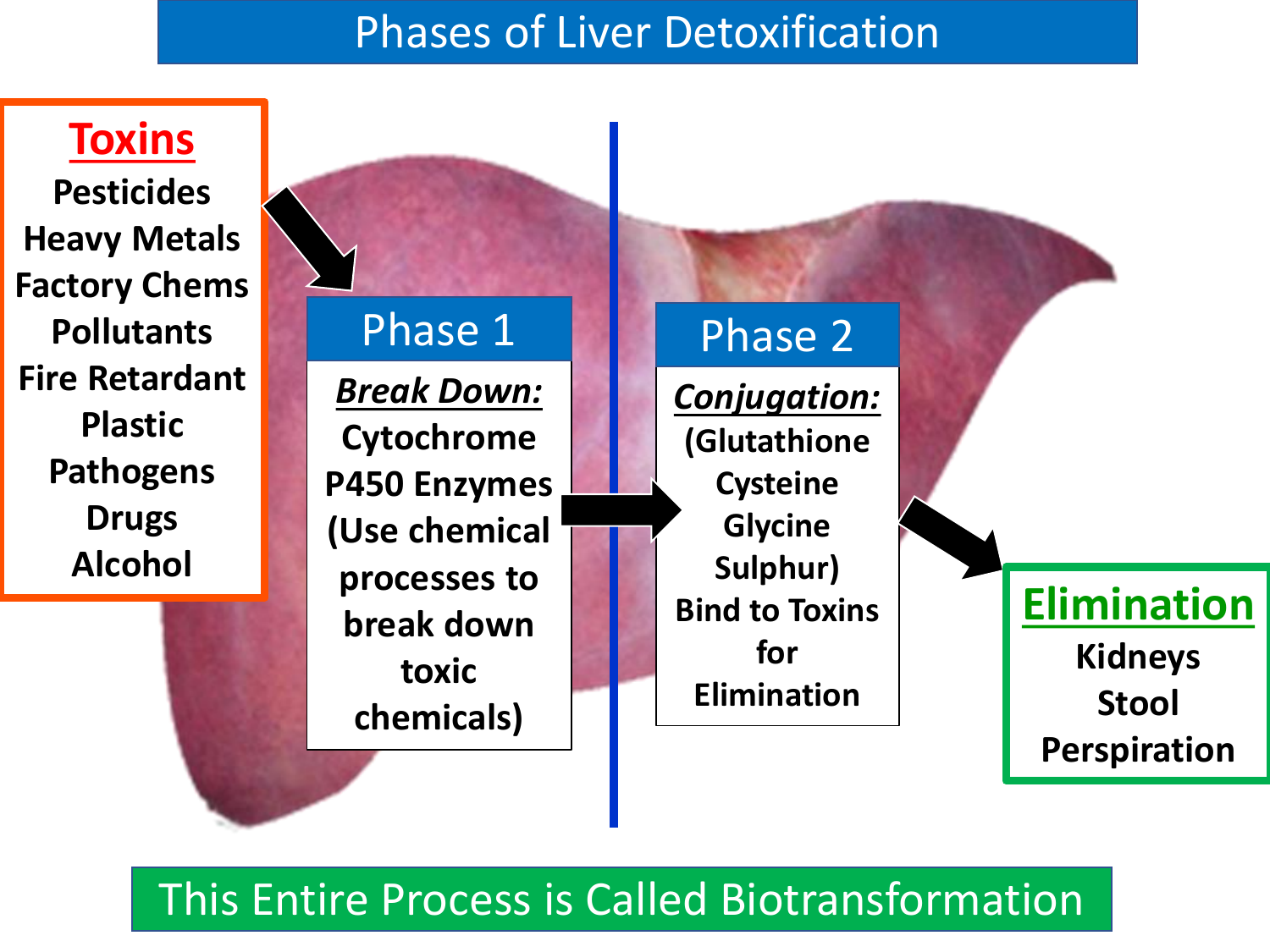# Phases of Liver Detoxification

**Toxins**

- Pesticides
- Heavy Metals
- Factory Chems
- Pollutants
- Fire Retardant
- Plastic
- Pathogens
- Drugs
- Alcohol

## Phase 1

***Break Down:***

**Cytochrome P450 Enzymes (Use chemical processes to break down toxic chemicals)**

## Phase 2

***Conjugation:***

**(Glutathione Cysteine Glycine Sulphur) Bind to Toxins for Elimination**

**Elimination**

- Kidneys
- Stool
- Perspiration

This Entire Process is Called Biotransformation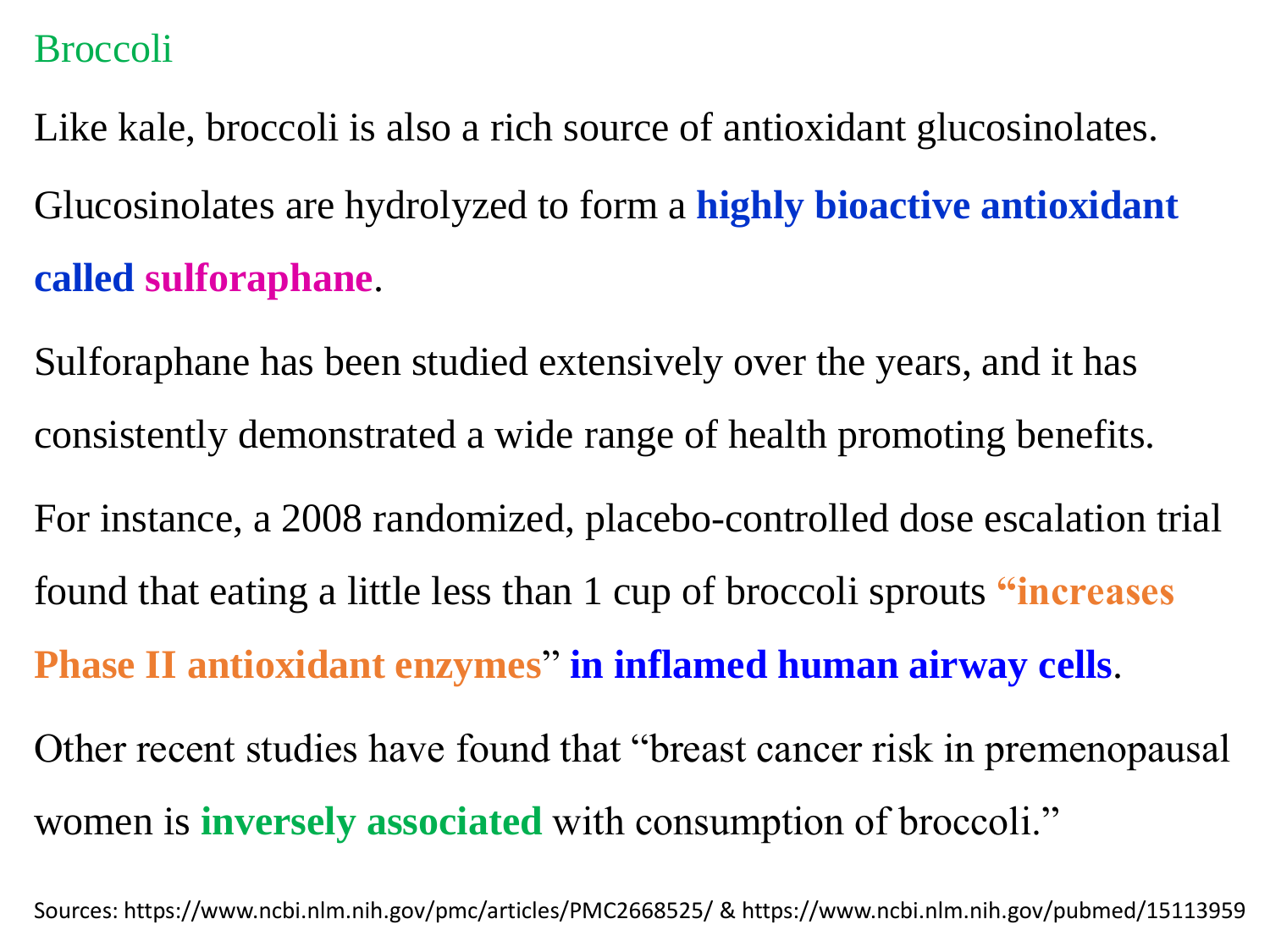## Broccoli

Like kale, broccoli is also a rich source of antioxidant glucosinolates.

Glucosinolates are hydrolyzed to form a **highly bioactive antioxidant called sulforaphane**.

Sulforaphane has been studied extensively over the years, and it has consistently demonstrated a wide range of health promoting benefits.

For instance, a 2008 randomized, placebo-controlled dose escalation trial found that eating a little less than 1 cup of broccoli sprouts **"increases Phase II antioxidant enzymes"** **in inflamed human airway cells**.

Other recent studies have found that "breast cancer risk in premenopausal women is **inversely associated** with consumption of broccoli."

Sources: https://www.ncbi.nlm.nih.gov/pmc/articles/PMC2668525/ & https://www.ncbi.nlm.nih.gov/pubmed/15113959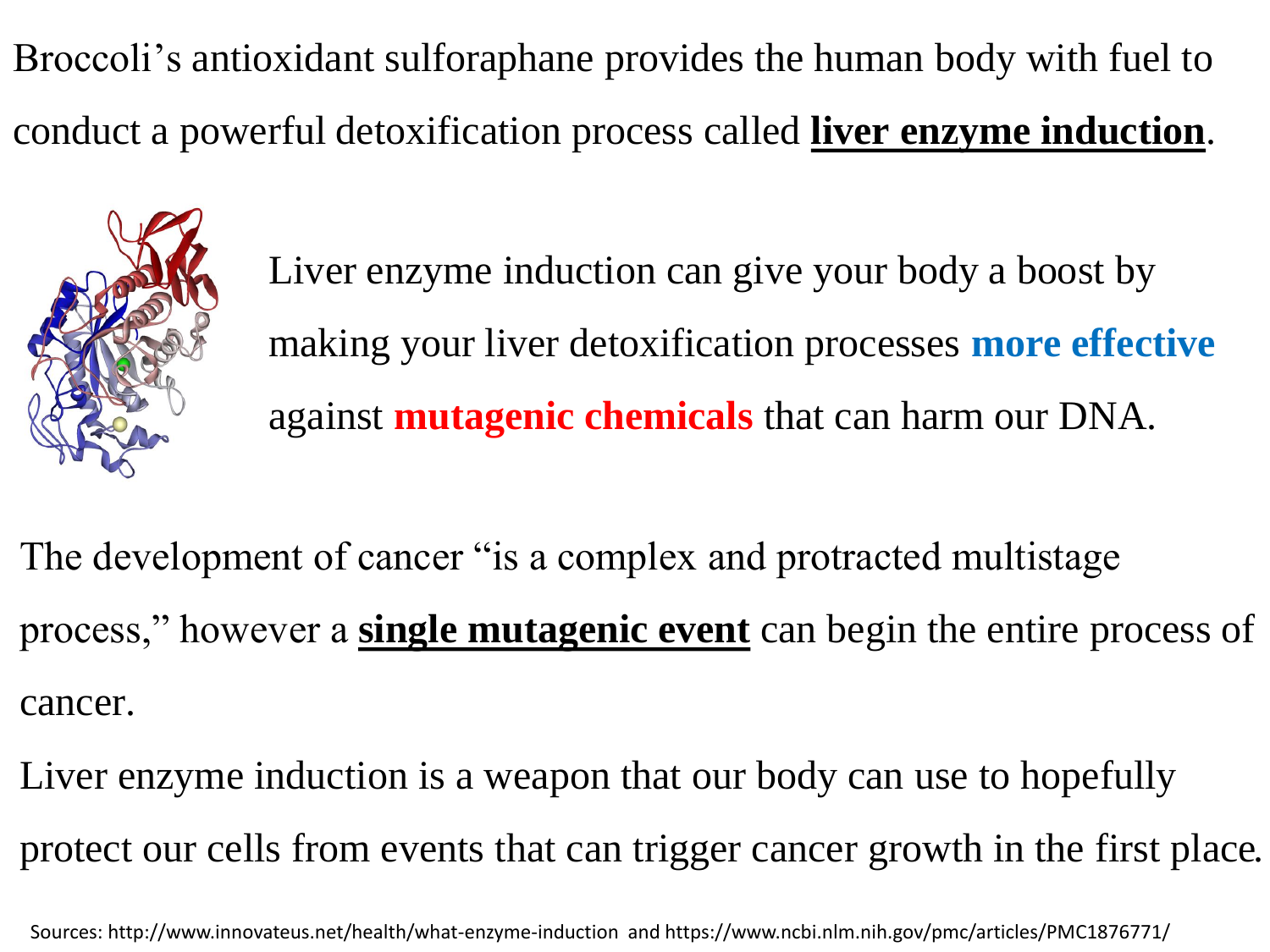Broccoli's antioxidant sulforaphane provides the human body with fuel to conduct a powerful detoxification process called **liver enzyme induction**.

Liver enzyme induction can give your body a boost by making your liver detoxification processes **more effective** against **mutagenic chemicals** that can harm our DNA.

The development of cancer "is a complex and protracted multistage process," however a **single mutagenic event** can begin the entire process of cancer.

Liver enzyme induction is a weapon that our body can use to hopefully protect our cells from events that can trigger cancer growth in the first place.

Sources: http://www.innovateus.net/health/what-enzyme-induction and https://www.ncbi.nlm.nih.gov/pmc/articles/PMC1876771/